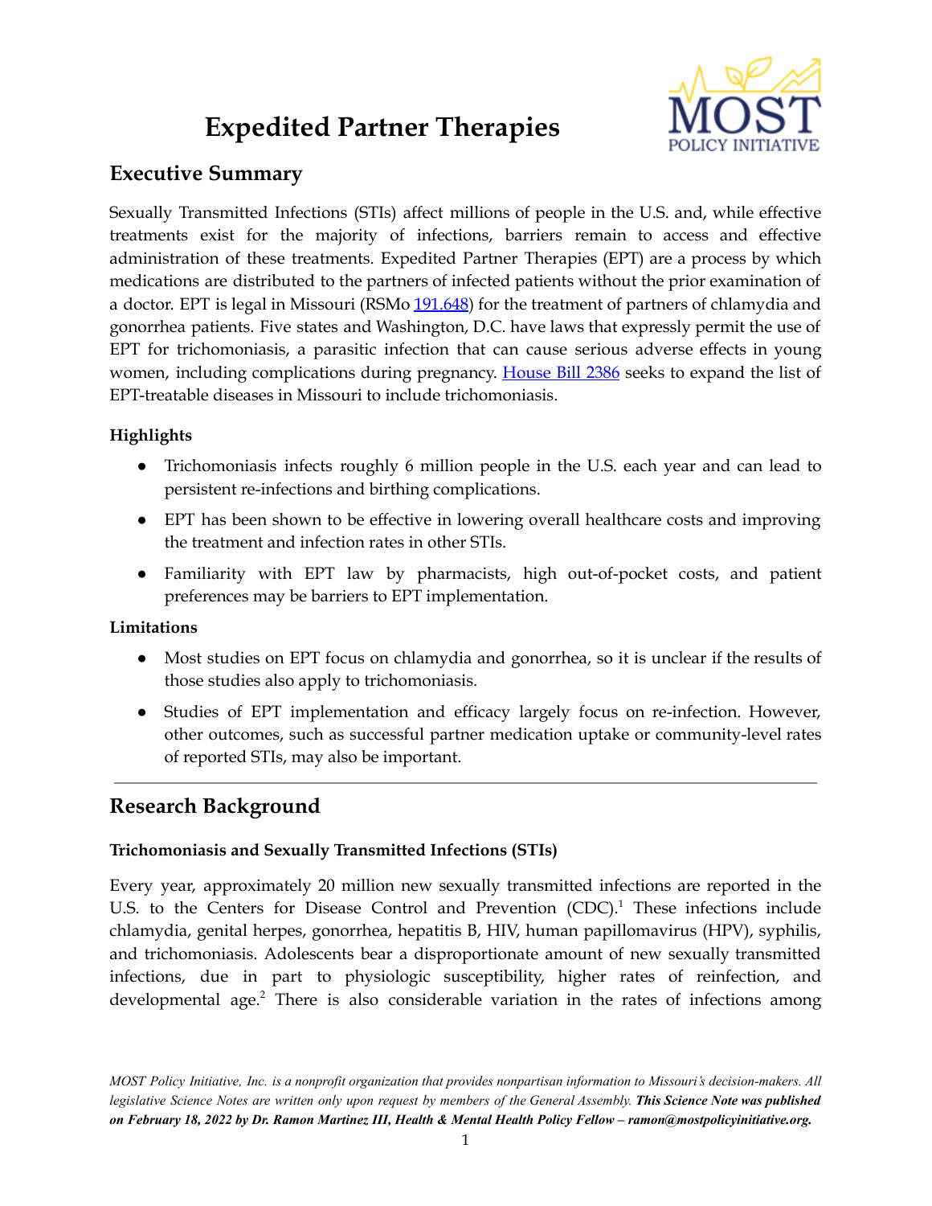# Expedited Partner Therapies

## Executive Summary

Sexually Transmitted Infections (STIs) affect millions of people in the U.S. and, while effective treatments exist for the majority of infections, barriers remain to access and effective administration of these treatments. Expedited Partner Therapies (EPT) are a process by which medications are distributed to the partners of infected patients without the prior examination of a doctor. EPT is legal in Missouri (RSMo [191.648]) for the treatment of partners of chlamydia and gonorrhea patients. Five states and Washington, D.C. have laws that expressly permit the use of EPT for trichomoniasis, a parasitic infection that can cause serious adverse effects in young women, including complications during pregnancy. [House Bill 2386] seeks to expand the list of EPT-treatable diseases in Missouri to include trichomoniasis.

### Highlights

- Trichomoniasis infects roughly 6 million people in the U.S. each year and can lead to persistent re-infections and birthing complications.
- EPT has been shown to be effective in lowering overall healthcare costs and improving the treatment and infection rates in other STIs.
- Familiarity with EPT law by pharmacists, high out-of-pocket costs, and patient preferences may be barriers to EPT implementation.

### Limitations

- Most studies on EPT focus on chlamydia and gonorrhea, so it is unclear if the results of those studies also apply to trichomoniasis.
- Studies of EPT implementation and efficacy largely focus on re-infection. However, other outcomes, such as successful partner medication uptake or community-level rates of reported STIs, may also be important.

---

## Research Background

### Trichomoniasis and Sexually Transmitted Infections (STIs)

Every year, approximately 20 million new sexually transmitted infections are reported in the U.S. to the Centers for Disease Control and Prevention (CDC).[1] These infections include chlamydia, genital herpes, gonorrhea, hepatitis B, HIV, human papillomavirus (HPV), syphilis, and trichomoniasis. Adolescents bear a disproportionate amount of new sexually transmitted infections, due in part to physiologic susceptibility, higher rates of reinfection, and developmental age.[2] There is also considerable variation in the rates of infections among

*MOST Policy Initiative, Inc. is a nonprofit organization that provides nonpartisan information to Missouri's decision-makers. All legislative Science Notes are written only upon request by members of the General Assembly.* ***This Science Note was published on February 18, 2022 by Dr. Ramon Martinez III, Health & Mental Health Policy Fellow – ramon@mostpolicyinitiative.org.***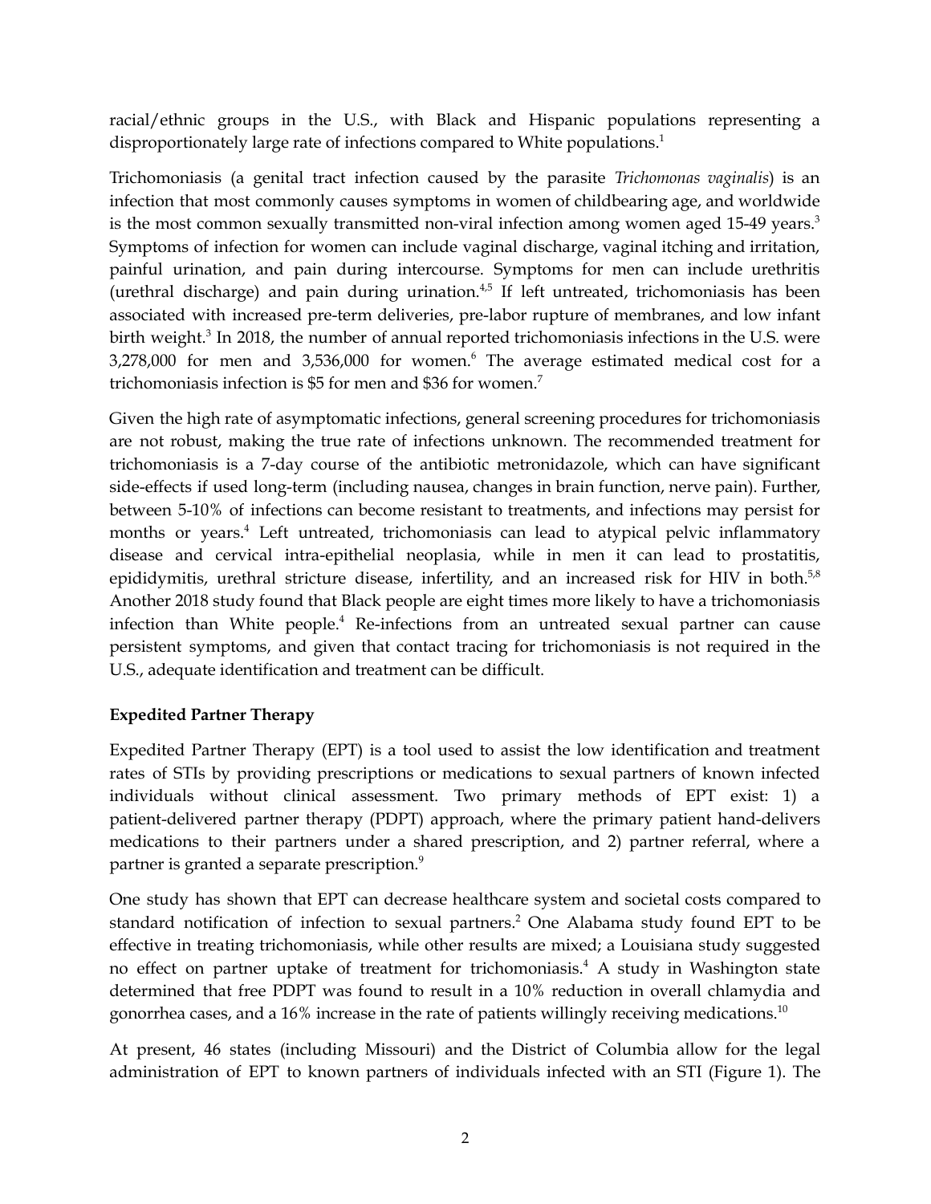racial/ethnic groups in the U.S., with Black and Hispanic populations representing a disproportionately large rate of infections compared to White populations.[1]

Trichomoniasis (a genital tract infection caused by the parasite *Trichomonas vaginalis*) is an infection that most commonly causes symptoms in women of childbearing age, and worldwide is the most common sexually transmitted non-viral infection among women aged 15-49 years.[3] Symptoms of infection for women can include vaginal discharge, vaginal itching and irritation, painful urination, and pain during intercourse. Symptoms for men can include urethritis (urethral discharge) and pain during urination.[4,5] If left untreated, trichomoniasis has been associated with increased pre-term deliveries, pre-labor rupture of membranes, and low infant birth weight.[3] In 2018, the number of annual reported trichomoniasis infections in the U.S. were 3,278,000 for men and 3,536,000 for women.[6] The average estimated medical cost for a trichomoniasis infection is $5 for men and $36 for women.[7]

Given the high rate of asymptomatic infections, general screening procedures for trichomoniasis are not robust, making the true rate of infections unknown. The recommended treatment for trichomoniasis is a 7-day course of the antibiotic metronidazole, which can have significant side-effects if used long-term (including nausea, changes in brain function, nerve pain). Further, between 5-10% of infections can become resistant to treatments, and infections may persist for months or years.[4] Left untreated, trichomoniasis can lead to atypical pelvic inflammatory disease and cervical intra-epithelial neoplasia, while in men it can lead to prostatitis, epididymitis, urethral stricture disease, infertility, and an increased risk for HIV in both.[5,8] Another 2018 study found that Black people are eight times more likely to have a trichomoniasis infection than White people.[4] Re-infections from an untreated sexual partner can cause persistent symptoms, and given that contact tracing for trichomoniasis is not required in the U.S., adequate identification and treatment can be difficult.

**Expedited Partner Therapy**

Expedited Partner Therapy (EPT) is a tool used to assist the low identification and treatment rates of STIs by providing prescriptions or medications to sexual partners of known infected individuals without clinical assessment. Two primary methods of EPT exist: 1) a patient-delivered partner therapy (PDPT) approach, where the primary patient hand-delivers medications to their partners under a shared prescription, and 2) partner referral, where a partner is granted a separate prescription.[9]

One study has shown that EPT can decrease healthcare system and societal costs compared to standard notification of infection to sexual partners.[2] One Alabama study found EPT to be effective in treating trichomoniasis, while other results are mixed; a Louisiana study suggested no effect on partner uptake of treatment for trichomoniasis.[4] A study in Washington state determined that free PDPT was found to result in a 10% reduction in overall chlamydia and gonorrhea cases, and a 16% increase in the rate of patients willingly receiving medications.[10]

At present, 46 states (including Missouri) and the District of Columbia allow for the legal administration of EPT to known partners of individuals infected with an STI (Figure 1). The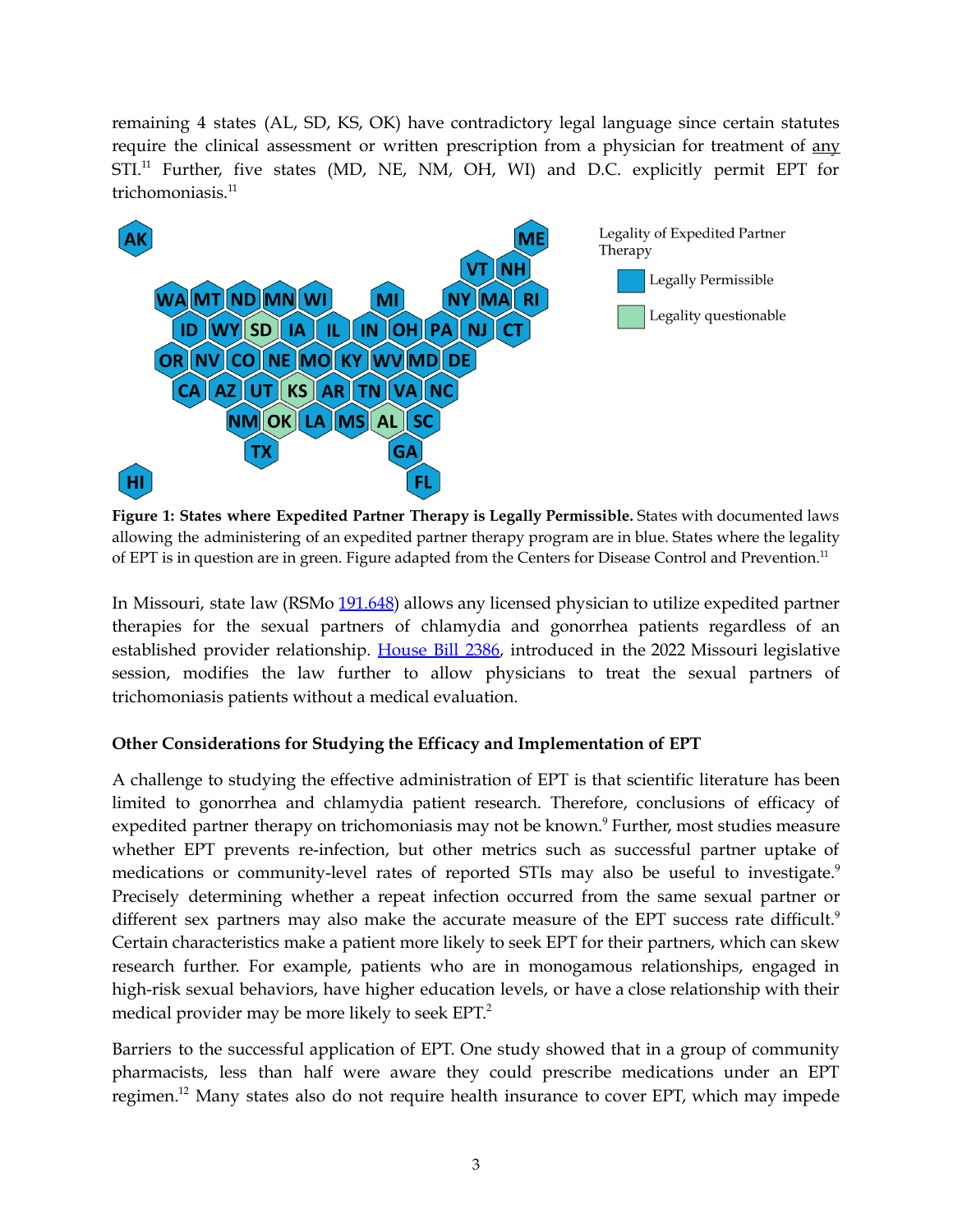remaining 4 states (AL, SD, KS, OK) have contradictory legal language since certain statutes require the clinical assessment or written prescription from a physician for treatment of any STI.[11] Further, five states (MD, NE, NM, OH, WI) and D.C. explicitly permit EPT for trichomoniasis.[11]

**Figure 1: States where Expedited Partner Therapy is Legally Permissible.** States with documented laws allowing the administering of an expedited partner therapy program are in blue. States where the legality of EPT is in question are in green. Figure adapted from the Centers for Disease Control and Prevention.[11]

In Missouri, state law (RSMo 191.648) allows any licensed physician to utilize expedited partner therapies for the sexual partners of chlamydia and gonorrhea patients regardless of an established provider relationship. House Bill 2386, introduced in the 2022 Missouri legislative session, modifies the law further to allow physicians to treat the sexual partners of trichomoniasis patients without a medical evaluation.

### Other Considerations for Studying the Efficacy and Implementation of EPT

A challenge to studying the effective administration of EPT is that scientific literature has been limited to gonorrhea and chlamydia patient research. Therefore, conclusions of efficacy of expedited partner therapy on trichomoniasis may not be known.[9] Further, most studies measure whether EPT prevents re-infection, but other metrics such as successful partner uptake of medications or community-level rates of reported STIs may also be useful to investigate.[9] Precisely determining whether a repeat infection occurred from the same sexual partner or different sex partners may also make the accurate measure of the EPT success rate difficult.[9] Certain characteristics make a patient more likely to seek EPT for their partners, which can skew research further. For example, patients who are in monogamous relationships, engaged in high-risk sexual behaviors, have higher education levels, or have a close relationship with their medical provider may be more likely to seek EPT.[2]

Barriers to the successful application of EPT. One study showed that in a group of community pharmacists, less than half were aware they could prescribe medications under an EPT regimen.[12] Many states also do not require health insurance to cover EPT, which may impede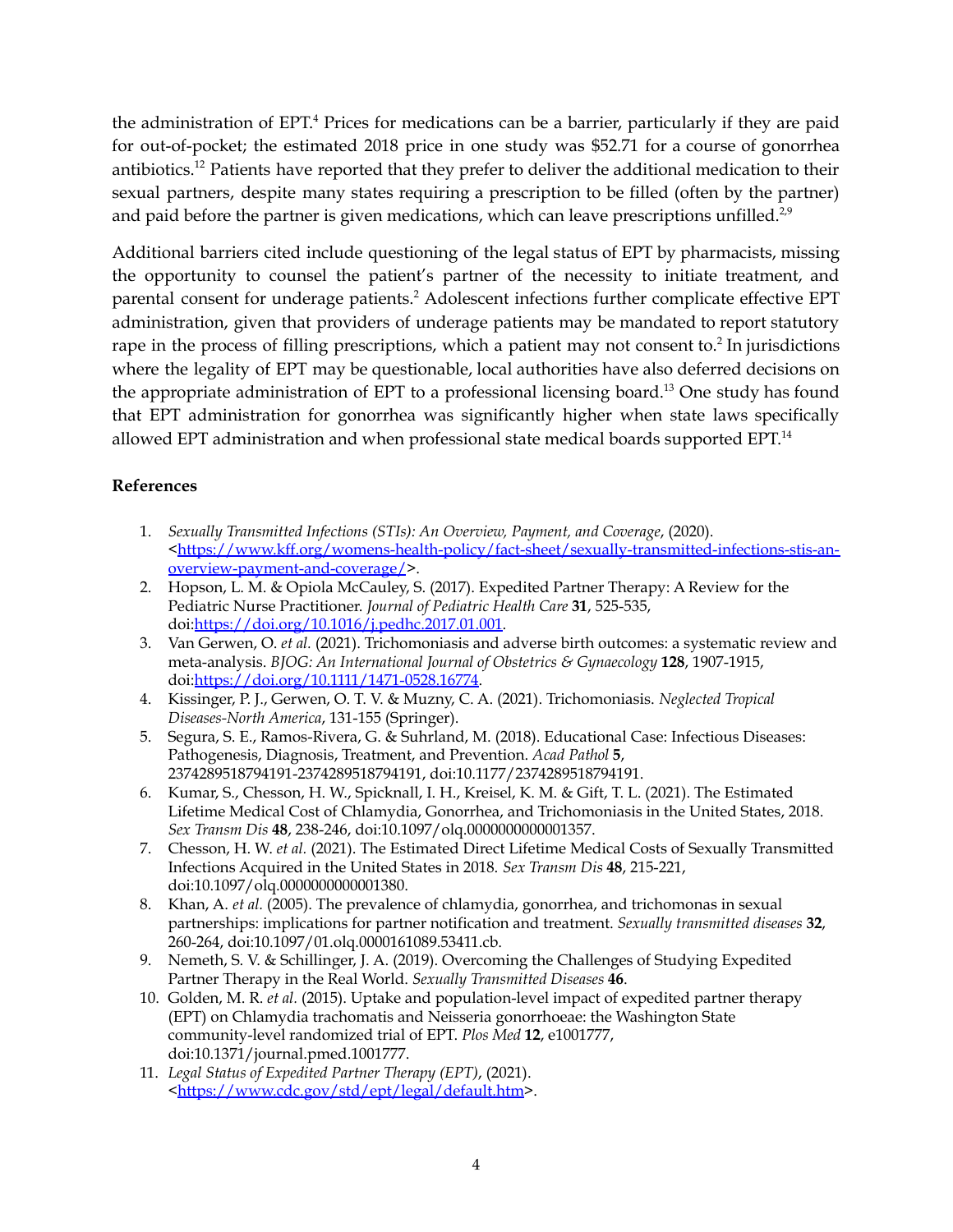the administration of EPT.[4] Prices for medications can be a barrier, particularly if they are paid for out-of-pocket; the estimated 2018 price in one study was $52.71 for a course of gonorrhea antibiotics.[12] Patients have reported that they prefer to deliver the additional medication to their sexual partners, despite many states requiring a prescription to be filled (often by the partner) and paid before the partner is given medications, which can leave prescriptions unfilled.[2,9]

Additional barriers cited include questioning of the legal status of EPT by pharmacists, missing the opportunity to counsel the patient's partner of the necessity to initiate treatment, and parental consent for underage patients.[2] Adolescent infections further complicate effective EPT administration, given that providers of underage patients may be mandated to report statutory rape in the process of filling prescriptions, which a patient may not consent to.[2] In jurisdictions where the legality of EPT may be questionable, local authorities have also deferred decisions on the appropriate administration of EPT to a professional licensing board.[13] One study has found that EPT administration for gonorrhea was significantly higher when state laws specifically allowed EPT administration and when professional state medical boards supported EPT.[14]

**References**

1. *Sexually Transmitted Infections (STIs): An Overview, Payment, and Coverage*, (2020). <https://www.kff.org/womens-health-policy/fact-sheet/sexually-transmitted-infections-stis-an-overview-payment-and-coverage/>.
2. Hopson, L. M. & Opiola McCauley, S. (2017). Expedited Partner Therapy: A Review for the Pediatric Nurse Practitioner. *Journal of Pediatric Health Care* **31**, 525-535, doi:https://doi.org/10.1016/j.pedhc.2017.01.001.
3. Van Gerwen, O. *et al.* (2021). Trichomoniasis and adverse birth outcomes: a systematic review and meta-analysis. *BJOG: An International Journal of Obstetrics & Gynaecology* **128**, 1907-1915, doi:https://doi.org/10.1111/1471-0528.16774.
4. Kissinger, P. J., Gerwen, O. T. V. & Muzny, C. A. (2021). Trichomoniasis. *Neglected Tropical Diseases-North America*, 131-155 (Springer).
5. Segura, S. E., Ramos-Rivera, G. & Suhrland, M. (2018). Educational Case: Infectious Diseases: Pathogenesis, Diagnosis, Treatment, and Prevention. *Acad Pathol* **5**, 2374289518794191-2374289518794191, doi:10.1177/2374289518794191.
6. Kumar, S., Chesson, H. W., Spicknall, I. H., Kreisel, K. M. & Gift, T. L. (2021). The Estimated Lifetime Medical Cost of Chlamydia, Gonorrhea, and Trichomoniasis in the United States, 2018. *Sex Transm Dis* **48**, 238-246, doi:10.1097/olq.0000000000001357.
7. Chesson, H. W. *et al.* (2021). The Estimated Direct Lifetime Medical Costs of Sexually Transmitted Infections Acquired in the United States in 2018. *Sex Transm Dis* **48**, 215-221, doi:10.1097/olq.0000000000001380.
8. Khan, A. *et al.* (2005). The prevalence of chlamydia, gonorrhea, and trichomonas in sexual partnerships: implications for partner notification and treatment. *Sexually transmitted diseases* **32**, 260-264, doi:10.1097/01.olq.0000161089.53411.cb.
9. Nemeth, S. V. & Schillinger, J. A. (2019). Overcoming the Challenges of Studying Expedited Partner Therapy in the Real World. *Sexually Transmitted Diseases* **46**.
10. Golden, M. R. *et al.* (2015). Uptake and population-level impact of expedited partner therapy (EPT) on Chlamydia trachomatis and Neisseria gonorrhoeae: the Washington State community-level randomized trial of EPT. *Plos Med* **12**, e1001777, doi:10.1371/journal.pmed.1001777.
11. *Legal Status of Expedited Partner Therapy (EPT)*, (2021). <https://www.cdc.gov/std/ept/legal/default.htm>.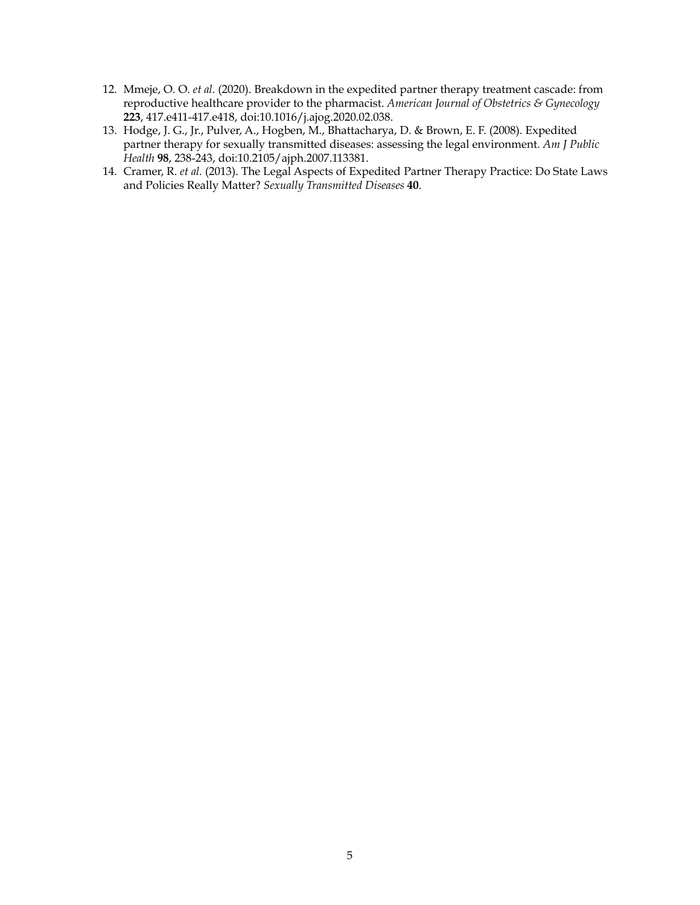12. Mmeje, O. O. *et al.* (2020). Breakdown in the expedited partner therapy treatment cascade: from reproductive healthcare provider to the pharmacist. *American Journal of Obstetrics & Gynecology* **223**, 417.e411-417.e418, doi:10.1016/j.ajog.2020.02.038.
13. Hodge, J. G., Jr., Pulver, A., Hogben, M., Bhattacharya, D. & Brown, E. F. (2008). Expedited partner therapy for sexually transmitted diseases: assessing the legal environment. *Am J Public Health* **98**, 238-243, doi:10.2105/ajph.2007.113381.
14. Cramer, R. *et al.* (2013). The Legal Aspects of Expedited Partner Therapy Practice: Do State Laws and Policies Really Matter? *Sexually Transmitted Diseases* **40**.